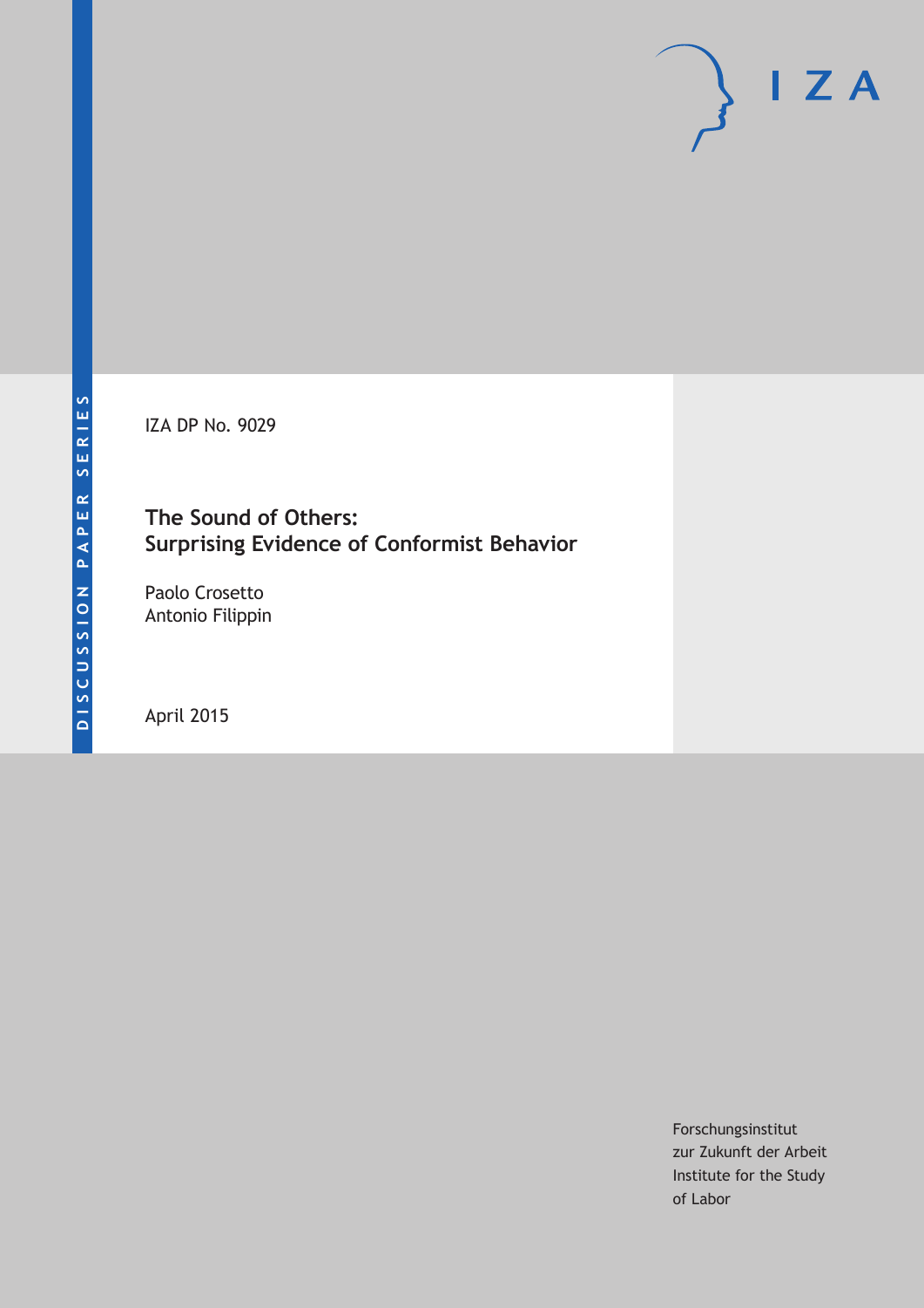DISCUSSION PAPER SERIES

IZA DP No. 9029

# The Sound of Others: Surprising Evidence of Conformist Behavior

Paolo Crosetto
Antonio Filippin

April 2015

Forschungsinstitut
zur Zukunft der Arbeit
Institute for the Study
of Labor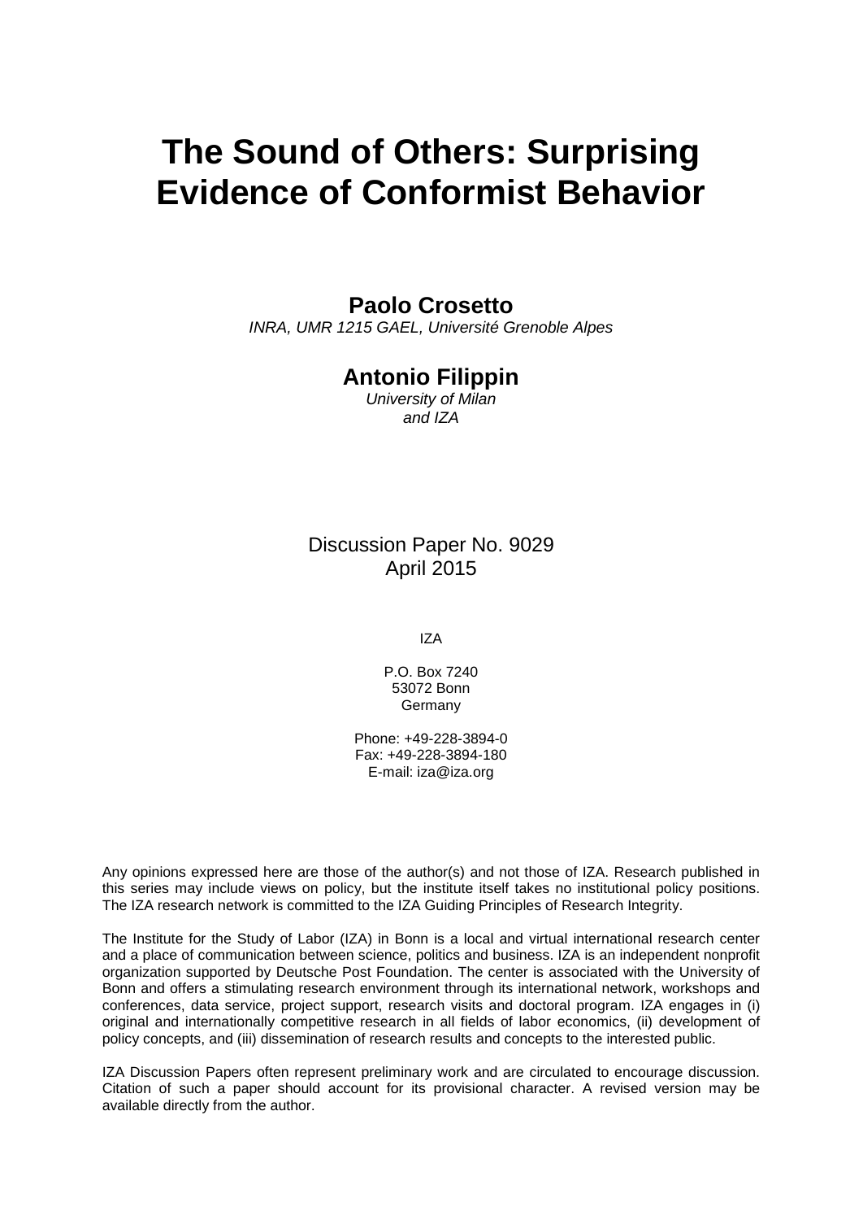# The Sound of Others: Surprising Evidence of Conformist Behavior

**Paolo Crosetto**
*INRA, UMR 1215 GAEL, Université Grenoble Alpes*

**Antonio Filippin**
*University of Milan and IZA*

Discussion Paper No. 9029
April 2015

IZA

P.O. Box 7240
53072 Bonn
Germany

Phone: +49-228-3894-0
Fax: +49-228-3894-180
E-mail: iza@iza.org

Any opinions expressed here are those of the author(s) and not those of IZA. Research published in this series may include views on policy, but the institute itself takes no institutional policy positions. The IZA research network is committed to the IZA Guiding Principles of Research Integrity.

The Institute for the Study of Labor (IZA) in Bonn is a local and virtual international research center and a place of communication between science, politics and business. IZA is an independent nonprofit organization supported by Deutsche Post Foundation. The center is associated with the University of Bonn and offers a stimulating research environment through its international network, workshops and conferences, data service, project support, research visits and doctoral program. IZA engages in (i) original and internationally competitive research in all fields of labor economics, (ii) development of policy concepts, and (iii) dissemination of research results and concepts to the interested public.

IZA Discussion Papers often represent preliminary work and are circulated to encourage discussion. Citation of such a paper should account for its provisional character. A revised version may be available directly from the author.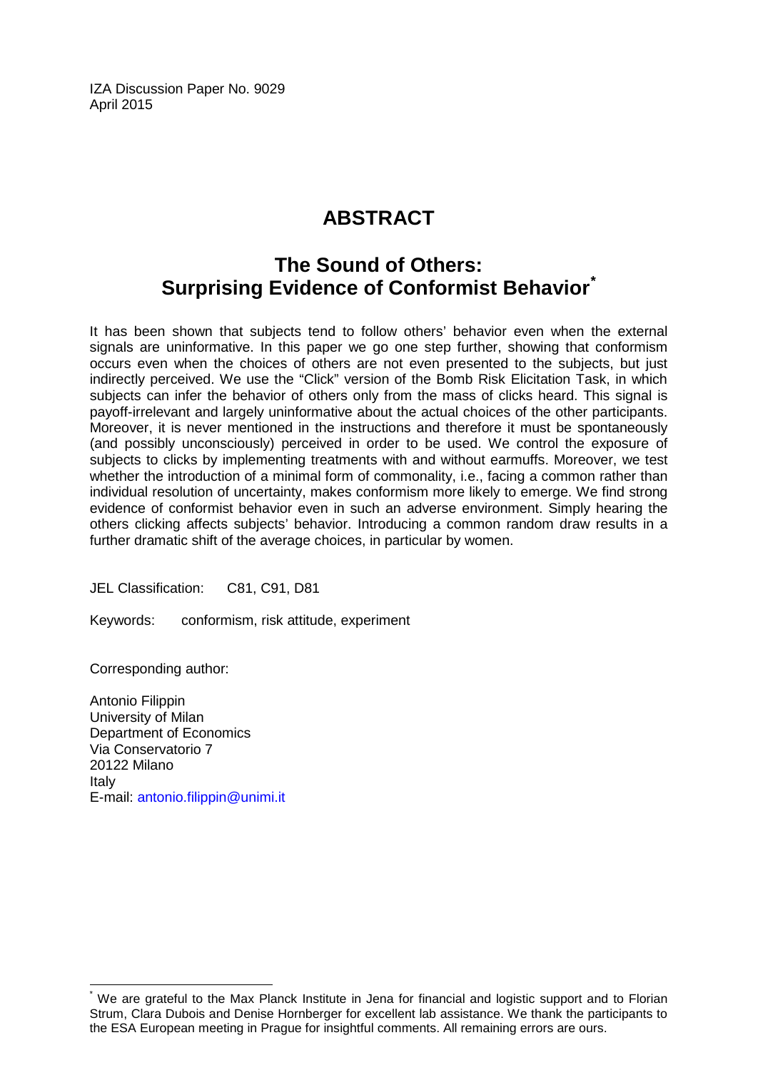IZA Discussion Paper No. 9029
April 2015

# ABSTRACT

## The Sound of Others: Surprising Evidence of Conformist Behavior*

It has been shown that subjects tend to follow others' behavior even when the external signals are uninformative. In this paper we go one step further, showing that conformism occurs even when the choices of others are not even presented to the subjects, but just indirectly perceived. We use the "Click" version of the Bomb Risk Elicitation Task, in which subjects can infer the behavior of others only from the mass of clicks heard. This signal is payoff-irrelevant and largely uninformative about the actual choices of the other participants. Moreover, it is never mentioned in the instructions and therefore it must be spontaneously (and possibly unconsciously) perceived in order to be used. We control the exposure of subjects to clicks by implementing treatments with and without earmuffs. Moreover, we test whether the introduction of a minimal form of commonality, i.e., facing a common rather than individual resolution of uncertainty, makes conformism more likely to emerge. We find strong evidence of conformist behavior even in such an adverse environment. Simply hearing the others clicking affects subjects' behavior. Introducing a common random draw results in a further dramatic shift of the average choices, in particular by women.

JEL Classification: C81, C91, D81

Keywords: conformism, risk attitude, experiment

Corresponding author:

Antonio Filippin
University of Milan
Department of Economics
Via Conservatorio 7
20122 Milano
Italy
E-mail: antonio.filippin@unimi.it

---

* We are grateful to the Max Planck Institute in Jena for financial and logistic support and to Florian Strum, Clara Dubois and Denise Hornberger for excellent lab assistance. We thank the participants to the ESA European meeting in Prague for insightful comments. All remaining errors are ours.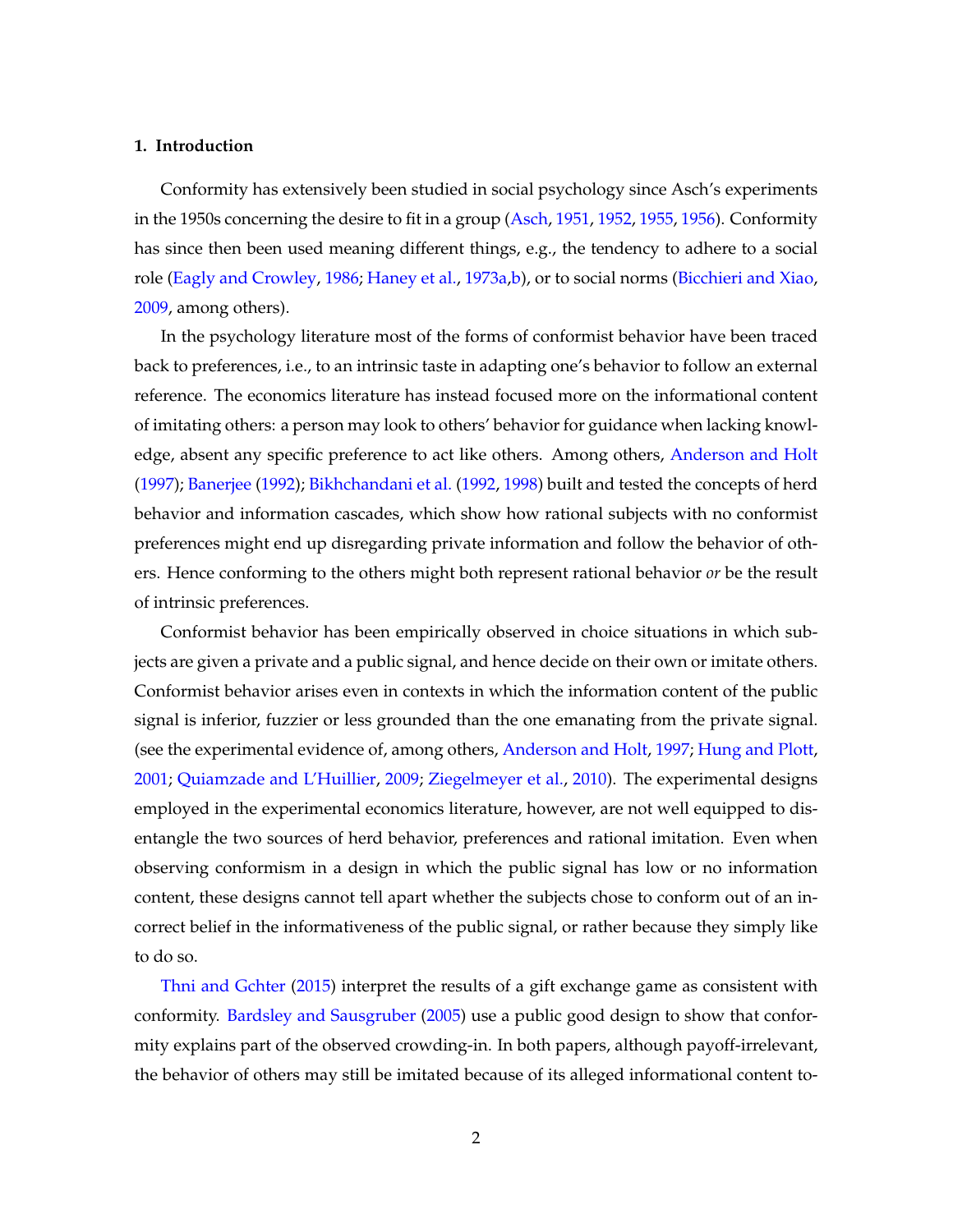## 1. Introduction

Conformity has extensively been studied in social psychology since Asch's experiments in the 1950s concerning the desire to fit in a group (Asch, 1951, 1952, 1955, 1956). Conformity has since then been used meaning different things, e.g., the tendency to adhere to a social role (Eagly and Crowley, 1986; Haney et al., 1973a,b), or to social norms (Bicchieri and Xiao, 2009, among others).

In the psychology literature most of the forms of conformist behavior have been traced back to preferences, i.e., to an intrinsic taste in adapting one's behavior to follow an external reference. The economics literature has instead focused more on the informational content of imitating others: a person may look to others' behavior for guidance when lacking knowledge, absent any specific preference to act like others. Among others, Anderson and Holt (1997); Banerjee (1992); Bikhchandani et al. (1992, 1998) built and tested the concepts of herd behavior and information cascades, which show how rational subjects with no conformist preferences might end up disregarding private information and follow the behavior of others. Hence conforming to the others might both represent rational behavior *or* be the result of intrinsic preferences.

Conformist behavior has been empirically observed in choice situations in which subjects are given a private and a public signal, and hence decide on their own or imitate others. Conformist behavior arises even in contexts in which the information content of the public signal is inferior, fuzzier or less grounded than the one emanating from the private signal. (see the experimental evidence of, among others, Anderson and Holt, 1997; Hung and Plott, 2001; Quiamzade and L'Huillier, 2009; Ziegelmeyer et al., 2010). The experimental designs employed in the experimental economics literature, however, are not well equipped to disentangle the two sources of herd behavior, preferences and rational imitation. Even when observing conformism in a design in which the public signal has low or no information content, these designs cannot tell apart whether the subjects chose to conform out of an incorrect belief in the informativeness of the public signal, or rather because they simply like to do so.

Thni and Gchter (2015) interpret the results of a gift exchange game as consistent with conformity. Bardsley and Sausgruber (2005) use a public good design to show that conformity explains part of the observed crowding-in. In both papers, although payoff-irrelevant, the behavior of others may still be imitated because of its alleged informational content to-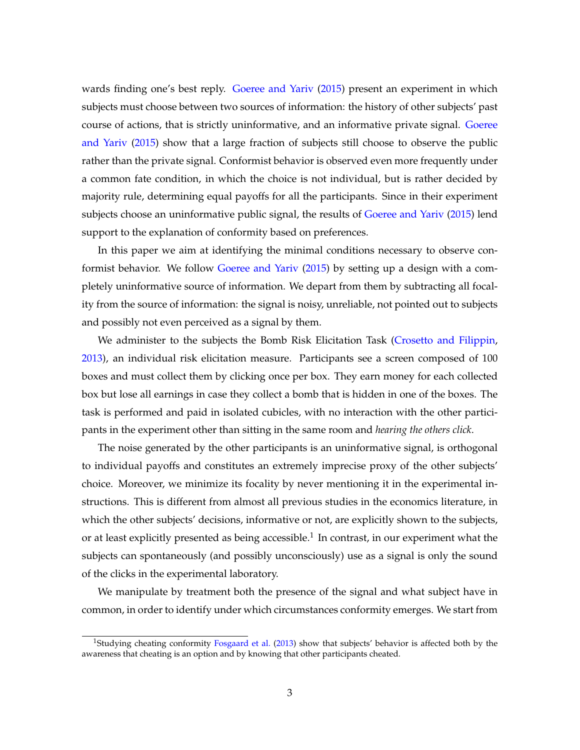wards finding one's best reply. Goeree and Yariv (2015) present an experiment in which subjects must choose between two sources of information: the history of other subjects' past course of actions, that is strictly uninformative, and an informative private signal. Goeree and Yariv (2015) show that a large fraction of subjects still choose to observe the public rather than the private signal. Conformist behavior is observed even more frequently under a common fate condition, in which the choice is not individual, but is rather decided by majority rule, determining equal payoffs for all the participants. Since in their experiment subjects choose an uninformative public signal, the results of Goeree and Yariv (2015) lend support to the explanation of conformity based on preferences.

In this paper we aim at identifying the minimal conditions necessary to observe conformist behavior. We follow Goeree and Yariv (2015) by setting up a design with a completely uninformative source of information. We depart from them by subtracting all focality from the source of information: the signal is noisy, unreliable, not pointed out to subjects and possibly not even perceived as a signal by them.

We administer to the subjects the Bomb Risk Elicitation Task (Crosetto and Filippin, 2013), an individual risk elicitation measure. Participants see a screen composed of 100 boxes and must collect them by clicking once per box. They earn money for each collected box but lose all earnings in case they collect a bomb that is hidden in one of the boxes. The task is performed and paid in isolated cubicles, with no interaction with the other participants in the experiment other than sitting in the same room and *hearing the others click*.

The noise generated by the other participants is an uninformative signal, is orthogonal to individual payoffs and constitutes an extremely imprecise proxy of the other subjects' choice. Moreover, we minimize its focality by never mentioning it in the experimental instructions. This is different from almost all previous studies in the economics literature, in which the other subjects' decisions, informative or not, are explicitly shown to the subjects, or at least explicitly presented as being accessible.[1] In contrast, in our experiment what the subjects can spontaneously (and possibly unconsciously) use as a signal is only the sound of the clicks in the experimental laboratory.

We manipulate by treatment both the presence of the signal and what subject have in common, in order to identify under which circumstances conformity emerges. We start from

[1] Studying cheating conformity Fosgaard et al. (2013) show that subjects' behavior is affected both by the awareness that cheating is an option and by knowing that other participants cheated.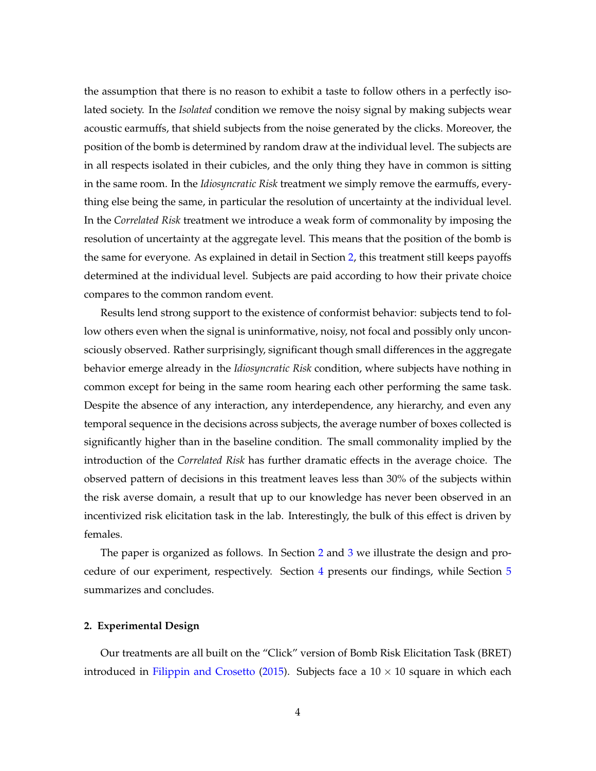the assumption that there is no reason to exhibit a taste to follow others in a perfectly isolated society. In the *Isolated* condition we remove the noisy signal by making subjects wear acoustic earmuffs, that shield subjects from the noise generated by the clicks. Moreover, the position of the bomb is determined by random draw at the individual level. The subjects are in all respects isolated in their cubicles, and the only thing they have in common is sitting in the same room. In the *Idiosyncratic Risk* treatment we simply remove the earmuffs, everything else being the same, in particular the resolution of uncertainty at the individual level. In the *Correlated Risk* treatment we introduce a weak form of commonality by imposing the resolution of uncertainty at the aggregate level. This means that the position of the bomb is the same for everyone. As explained in detail in Section 2, this treatment still keeps payoffs determined at the individual level. Subjects are paid according to how their private choice compares to the common random event.

Results lend strong support to the existence of conformist behavior: subjects tend to follow others even when the signal is uninformative, noisy, not focal and possibly only unconsciously observed. Rather surprisingly, significant though small differences in the aggregate behavior emerge already in the *Idiosyncratic Risk* condition, where subjects have nothing in common except for being in the same room hearing each other performing the same task. Despite the absence of any interaction, any interdependence, any hierarchy, and even any temporal sequence in the decisions across subjects, the average number of boxes collected is significantly higher than in the baseline condition. The small commonality implied by the introduction of the *Correlated Risk* has further dramatic effects in the average choice. The observed pattern of decisions in this treatment leaves less than 30% of the subjects within the risk averse domain, a result that up to our knowledge has never been observed in an incentivized risk elicitation task in the lab. Interestingly, the bulk of this effect is driven by females.

The paper is organized as follows. In Section 2 and 3 we illustrate the design and procedure of our experiment, respectively. Section 4 presents our findings, while Section 5 summarizes and concludes.

## 2. Experimental Design

Our treatments are all built on the "Click" version of Bomb Risk Elicitation Task (BRET) introduced in Filippin and Crosetto (2015). Subjects face a $10 \times 10$ square in which each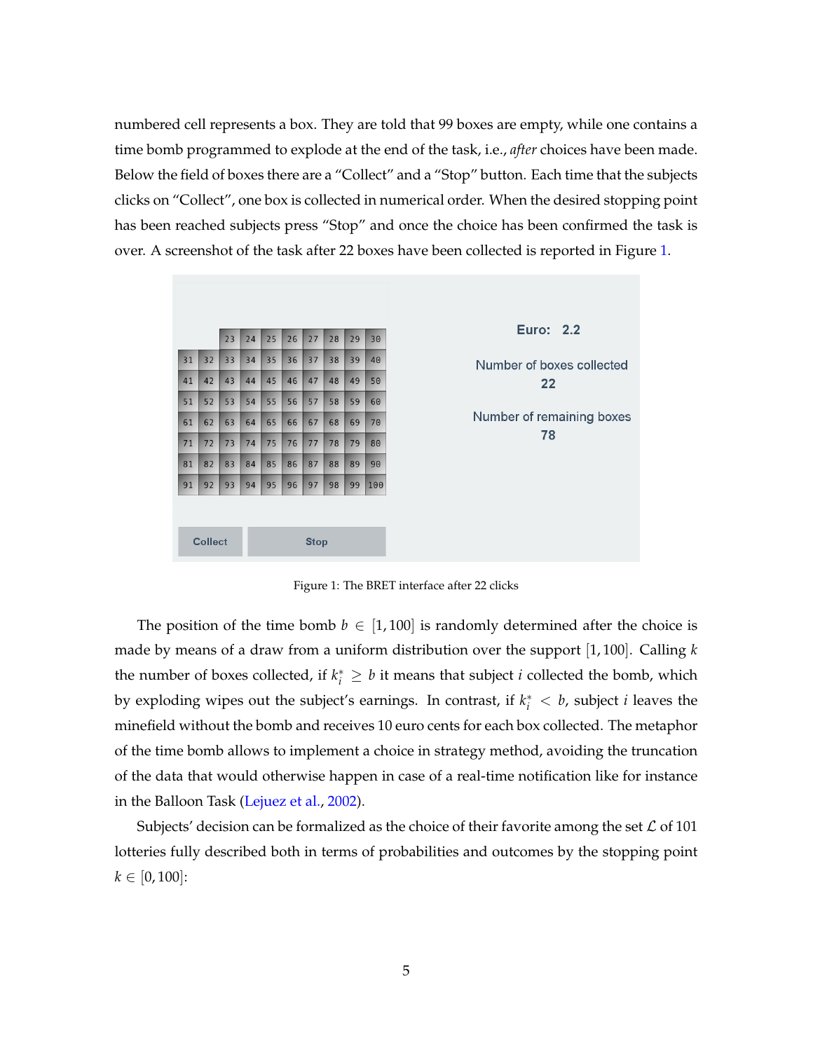numbered cell represents a box. They are told that 99 boxes are empty, while one contains a time bomb programmed to explode at the end of the task, i.e., *after* choices have been made. Below the field of boxes there are a "Collect" and a "Stop" button. Each time that the subjects clicks on "Collect", one box is collected in numerical order. When the desired stopping point has been reached subjects press "Stop" and once the choice has been confirmed the task is over. A screenshot of the task after 22 boxes have been collected is reported in Figure 1.

Figure 1: The BRET interface after 22 clicks

The position of the time bomb $b \in [1, 100]$ is randomly determined after the choice is made by means of a draw from a uniform distribution over the support $[1, 100]$. Calling $k$ the number of boxes collected, if $k_i^* \geq b$ it means that subject $i$ collected the bomb, which by exploding wipes out the subject's earnings. In contrast, if $k_i^* < b$, subject $i$ leaves the minefield without the bomb and receives 10 euro cents for each box collected. The metaphor of the time bomb allows to implement a choice in strategy method, avoiding the truncation of the data that would otherwise happen in case of a real-time notification like for instance in the Balloon Task (Lejuez et al., 2002).

Subjects' decision can be formalized as the choice of their favorite among the set $\mathcal{L}$ of 101 lotteries fully described both in terms of probabilities and outcomes by the stopping point $k \in [0, 100]$: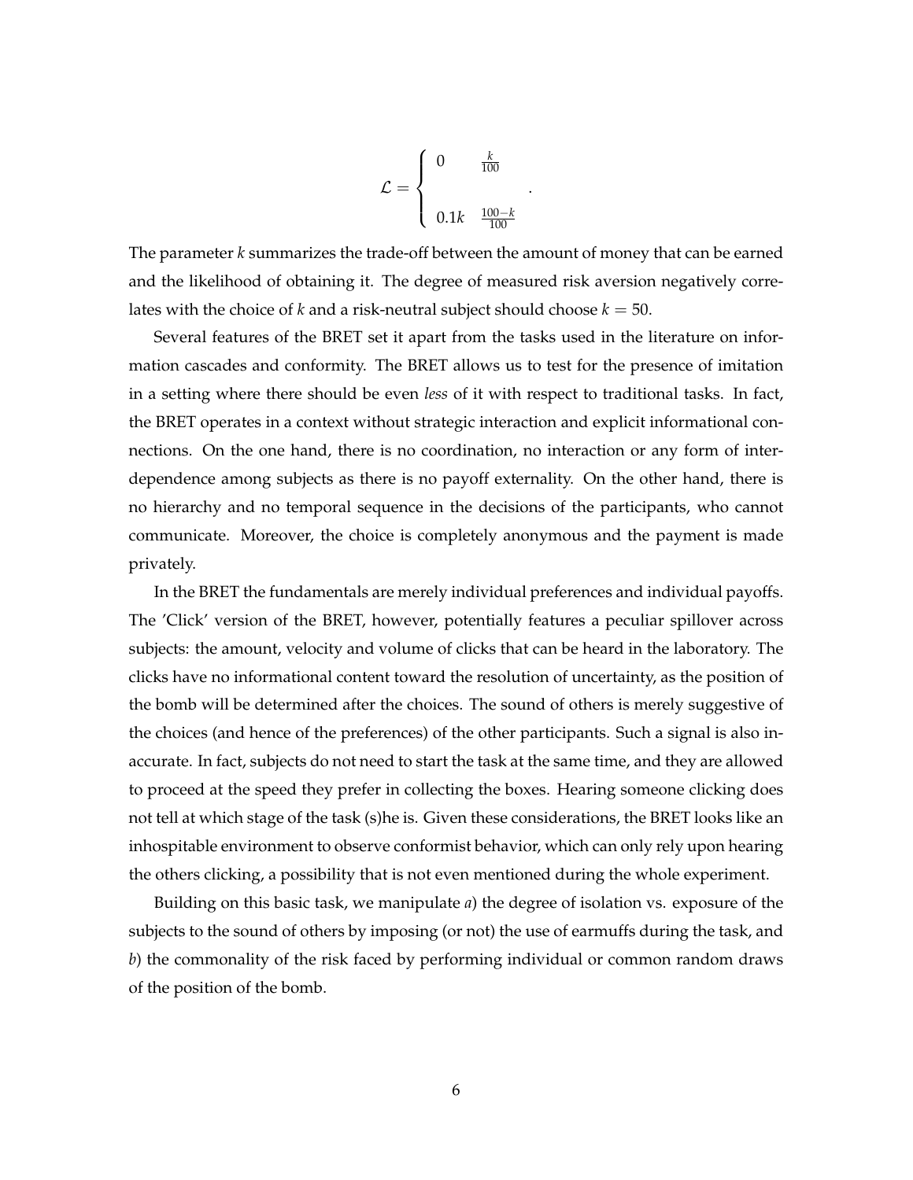$$\mathcal{L} = \begin{cases} 0 & \frac{k}{100} \\ \\ 0.1k & \frac{100-k}{100} \end{cases} .$$

The parameter $k$ summarizes the trade-off between the amount of money that can be earned and the likelihood of obtaining it. The degree of measured risk aversion negatively correlates with the choice of $k$ and a risk-neutral subject should choose $k = 50$.

Several features of the BRET set it apart from the tasks used in the literature on information cascades and conformity. The BRET allows us to test for the presence of imitation in a setting where there should be even *less* of it with respect to traditional tasks. In fact, the BRET operates in a context without strategic interaction and explicit informational connections. On the one hand, there is no coordination, no interaction or any form of interdependence among subjects as there is no payoff externality. On the other hand, there is no hierarchy and no temporal sequence in the decisions of the participants, who cannot communicate. Moreover, the choice is completely anonymous and the payment is made privately.

In the BRET the fundamentals are merely individual preferences and individual payoffs. The 'Click' version of the BRET, however, potentially features a peculiar spillover across subjects: the amount, velocity and volume of clicks that can be heard in the laboratory. The clicks have no informational content toward the resolution of uncertainty, as the position of the bomb will be determined after the choices. The sound of others is merely suggestive of the choices (and hence of the preferences) of the other participants. Such a signal is also inaccurate. In fact, subjects do not need to start the task at the same time, and they are allowed to proceed at the speed they prefer in collecting the boxes. Hearing someone clicking does not tell at which stage of the task (s)he is. Given these considerations, the BRET looks like an inhospitable environment to observe conformist behavior, which can only rely upon hearing the others clicking, a possibility that is not even mentioned during the whole experiment.

Building on this basic task, we manipulate *a*) the degree of isolation vs. exposure of the subjects to the sound of others by imposing (or not) the use of earmuffs during the task, and *b*) the commonality of the risk faced by performing individual or common random draws of the position of the bomb.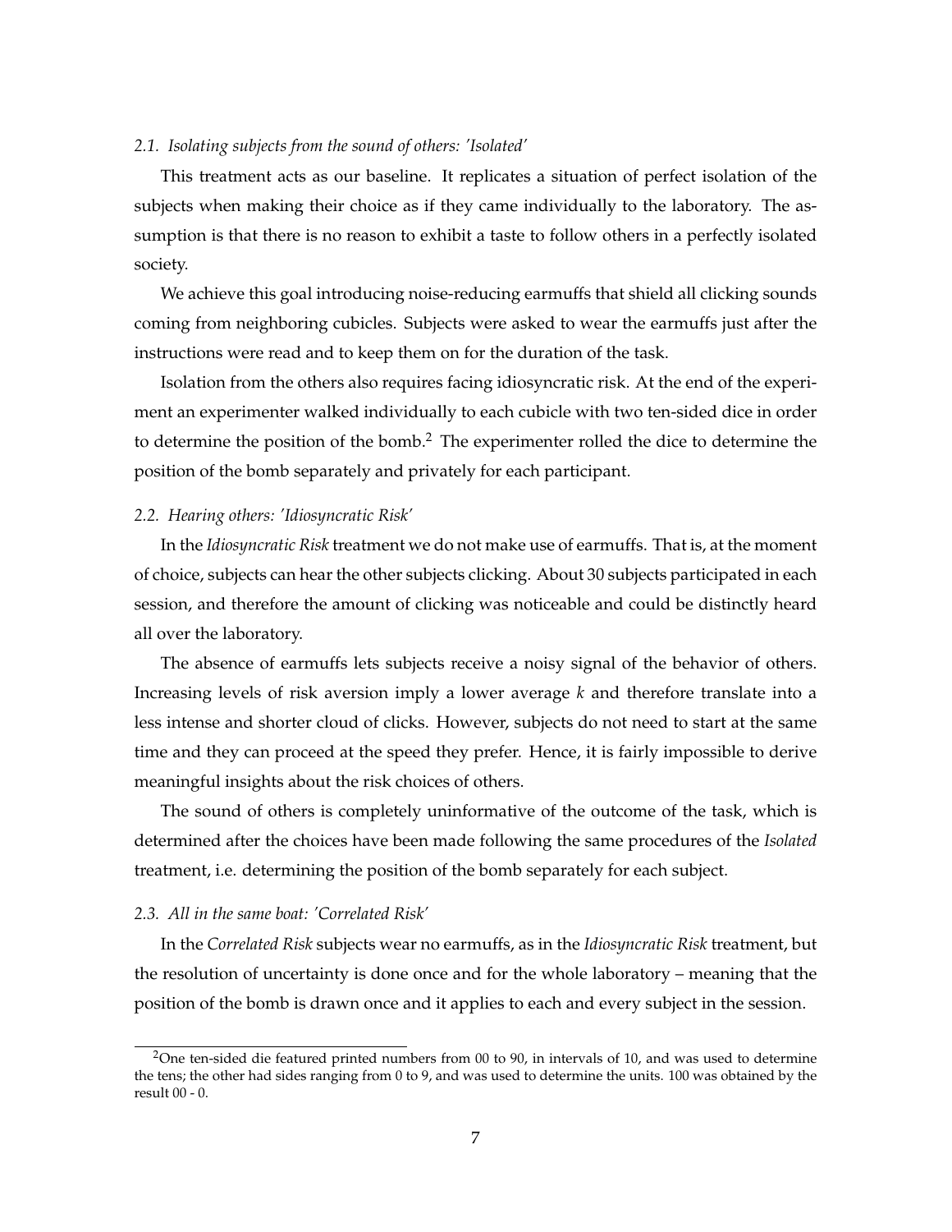### *2.1. Isolating subjects from the sound of others: 'Isolated'*

This treatment acts as our baseline. It replicates a situation of perfect isolation of the subjects when making their choice as if they came individually to the laboratory. The assumption is that there is no reason to exhibit a taste to follow others in a perfectly isolated society.

We achieve this goal introducing noise-reducing earmuffs that shield all clicking sounds coming from neighboring cubicles. Subjects were asked to wear the earmuffs just after the instructions were read and to keep them on for the duration of the task.

Isolation from the others also requires facing idiosyncratic risk. At the end of the experiment an experimenter walked individually to each cubicle with two ten-sided dice in order to determine the position of the bomb.[2] The experimenter rolled the dice to determine the position of the bomb separately and privately for each participant.

### *2.2. Hearing others: 'Idiosyncratic Risk'*

In the *Idiosyncratic Risk* treatment we do not make use of earmuffs. That is, at the moment of choice, subjects can hear the other subjects clicking. About 30 subjects participated in each session, and therefore the amount of clicking was noticeable and could be distinctly heard all over the laboratory.

The absence of earmuffs lets subjects receive a noisy signal of the behavior of others. Increasing levels of risk aversion imply a lower average $k$ and therefore translate into a less intense and shorter cloud of clicks. However, subjects do not need to start at the same time and they can proceed at the speed they prefer. Hence, it is fairly impossible to derive meaningful insights about the risk choices of others.

The sound of others is completely uninformative of the outcome of the task, which is determined after the choices have been made following the same procedures of the *Isolated* treatment, i.e. determining the position of the bomb separately for each subject.

### *2.3. All in the same boat: 'Correlated Risk'*

In the *Correlated Risk* subjects wear no earmuffs, as in the *Idiosyncratic Risk* treatment, but the resolution of uncertainty is done once and for the whole laboratory – meaning that the position of the bomb is drawn once and it applies to each and every subject in the session.

[2]One ten-sided die featured printed numbers from 00 to 90, in intervals of 10, and was used to determine the tens; the other had sides ranging from 0 to 9, and was used to determine the units. 100 was obtained by the result 00 - 0.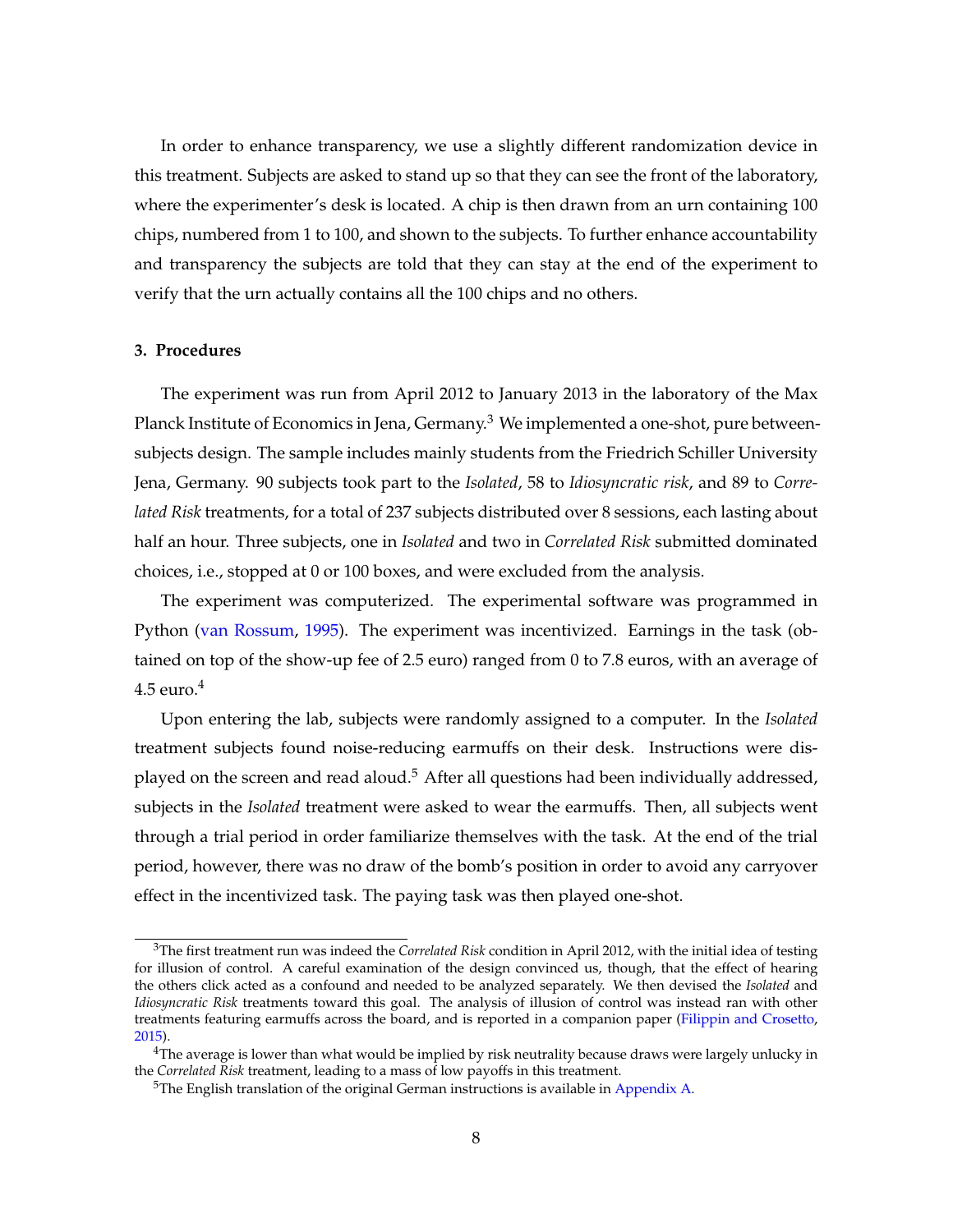In order to enhance transparency, we use a slightly different randomization device in this treatment. Subjects are asked to stand up so that they can see the front of the laboratory, where the experimenter's desk is located. A chip is then drawn from an urn containing 100 chips, numbered from 1 to 100, and shown to the subjects. To further enhance accountability and transparency the subjects are told that they can stay at the end of the experiment to verify that the urn actually contains all the 100 chips and no others.

### 3. Procedures

The experiment was run from April 2012 to January 2013 in the laboratory of the Max Planck Institute of Economics in Jena, Germany.[3] We implemented a one-shot, pure between-subjects design. The sample includes mainly students from the Friedrich Schiller University Jena, Germany. 90 subjects took part to the *Isolated*, 58 to *Idiosyncratic risk*, and 89 to *Correlated Risk* treatments, for a total of 237 subjects distributed over 8 sessions, each lasting about half an hour. Three subjects, one in *Isolated* and two in *Correlated Risk* submitted dominated choices, i.e., stopped at 0 or 100 boxes, and were excluded from the analysis.

The experiment was computerized. The experimental software was programmed in Python (van Rossum, 1995). The experiment was incentivized. Earnings in the task (obtained on top of the show-up fee of 2.5 euro) ranged from 0 to 7.8 euros, with an average of 4.5 euro.[4]

Upon entering the lab, subjects were randomly assigned to a computer. In the *Isolated* treatment subjects found noise-reducing earmuffs on their desk. Instructions were displayed on the screen and read aloud.[5] After all questions had been individually addressed, subjects in the *Isolated* treatment were asked to wear the earmuffs. Then, all subjects went through a trial period in order familiarize themselves with the task. At the end of the trial period, however, there was no draw of the bomb's position in order to avoid any carryover effect in the incentivized task. The paying task was then played one-shot.

---

[3] The first treatment run was indeed the *Correlated Risk* condition in April 2012, with the initial idea of testing for illusion of control. A careful examination of the design convinced us, though, that the effect of hearing the others click acted as a confound and needed to be analyzed separately. We then devised the *Isolated* and *Idiosyncratic Risk* treatments toward this goal. The analysis of illusion of control was instead ran with other treatments featuring earmuffs across the board, and is reported in a companion paper (Filippin and Crosetto, 2015).

[4] The average is lower than what would be implied by risk neutrality because draws were largely unlucky in the *Correlated Risk* treatment, leading to a mass of low payoffs in this treatment.

[5] The English translation of the original German instructions is available in Appendix A.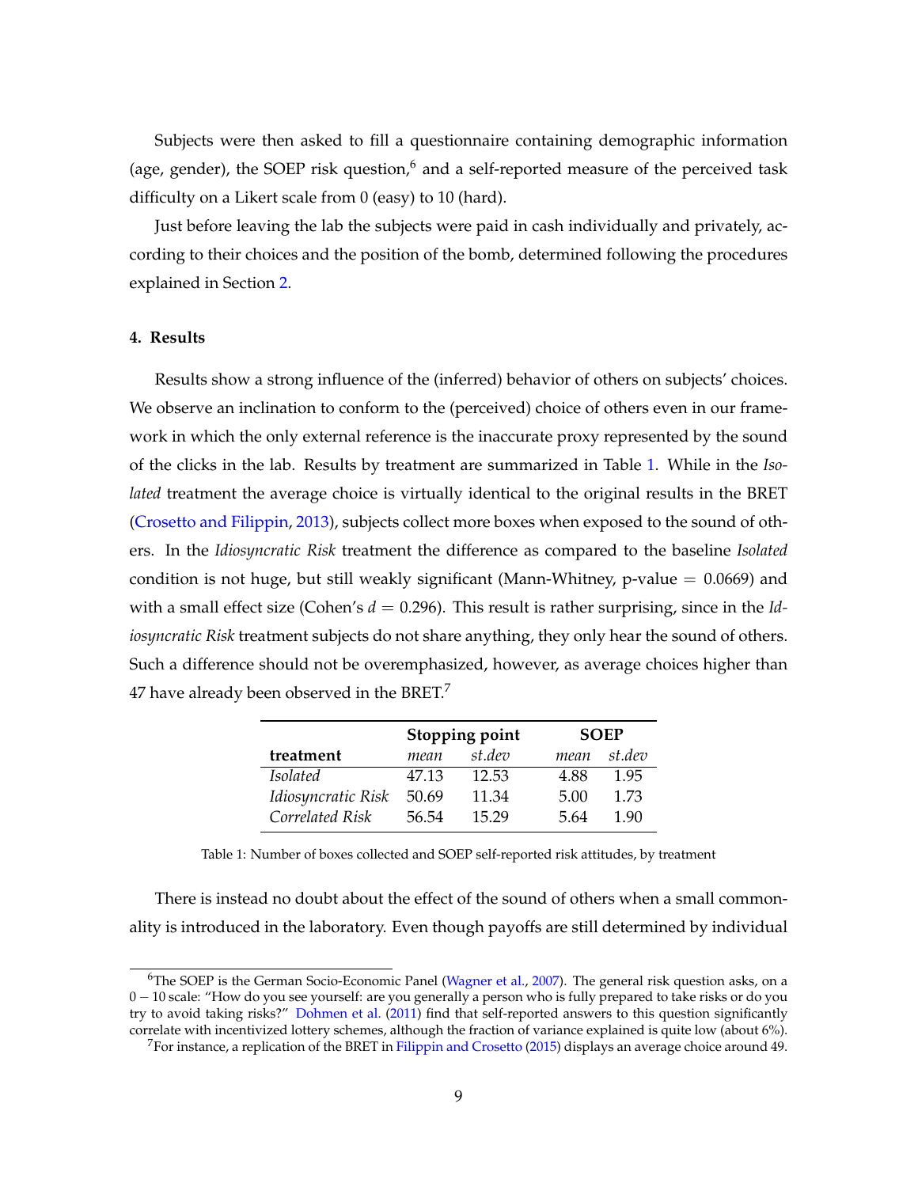Subjects were then asked to fill a questionnaire containing demographic information (age, gender), the SOEP risk question,[6] and a self-reported measure of the perceived task difficulty on a Likert scale from 0 (easy) to 10 (hard).

Just before leaving the lab the subjects were paid in cash individually and privately, according to their choices and the position of the bomb, determined following the procedures explained in Section 2.

## 4. Results

Results show a strong influence of the (inferred) behavior of others on subjects' choices. We observe an inclination to conform to the (perceived) choice of others even in our framework in which the only external reference is the inaccurate proxy represented by the sound of the clicks in the lab. Results by treatment are summarized in Table 1. While in the *Isolated* treatment the average choice is virtually identical to the original results in the BRET (Crosetto and Filippin, 2013), subjects collect more boxes when exposed to the sound of others. In the *Idiosyncratic Risk* treatment the difference as compared to the baseline *Isolated* condition is not huge, but still weakly significant (Mann-Whitney, p-value $= 0.0669$) and with a small effect size (Cohen's $d = 0.296$). This result is rather surprising, since in the *Idiosyncratic Risk* treatment subjects do not share anything, they only hear the sound of others. Such a difference should not be overemphasized, however, as average choices higher than 47 have already been observed in the BRET.[7]

| | **Stopping point** | | **SOEP** | |
|---|---|---|---|---|
| **treatment** | *mean* | *st.dev* | *mean* | *st.dev* |
| *Isolated* | 47.13 | 12.53 | 4.88 | 1.95 |
| *Idiosyncratic Risk* | 50.69 | 11.34 | 5.00 | 1.73 |
| *Correlated Risk* | 56.54 | 15.29 | 5.64 | 1.90 |

Table 1: Number of boxes collected and SOEP self-reported risk attitudes, by treatment

There is instead no doubt about the effect of the sound of others when a small commonality is introduced in the laboratory. Even though payoffs are still determined by individual

[6] The SOEP is the German Socio-Economic Panel (Wagner et al., 2007). The general risk question asks, on a $0-10$ scale: "How do you see yourself: are you generally a person who is fully prepared to take risks or do you try to avoid taking risks?" Dohmen et al. (2011) find that self-reported answers to this question significantly correlate with incentivized lottery schemes, although the fraction of variance explained is quite low (about 6%).

[7] For instance, a replication of the BRET in Filippin and Crosetto (2015) displays an average choice around 49.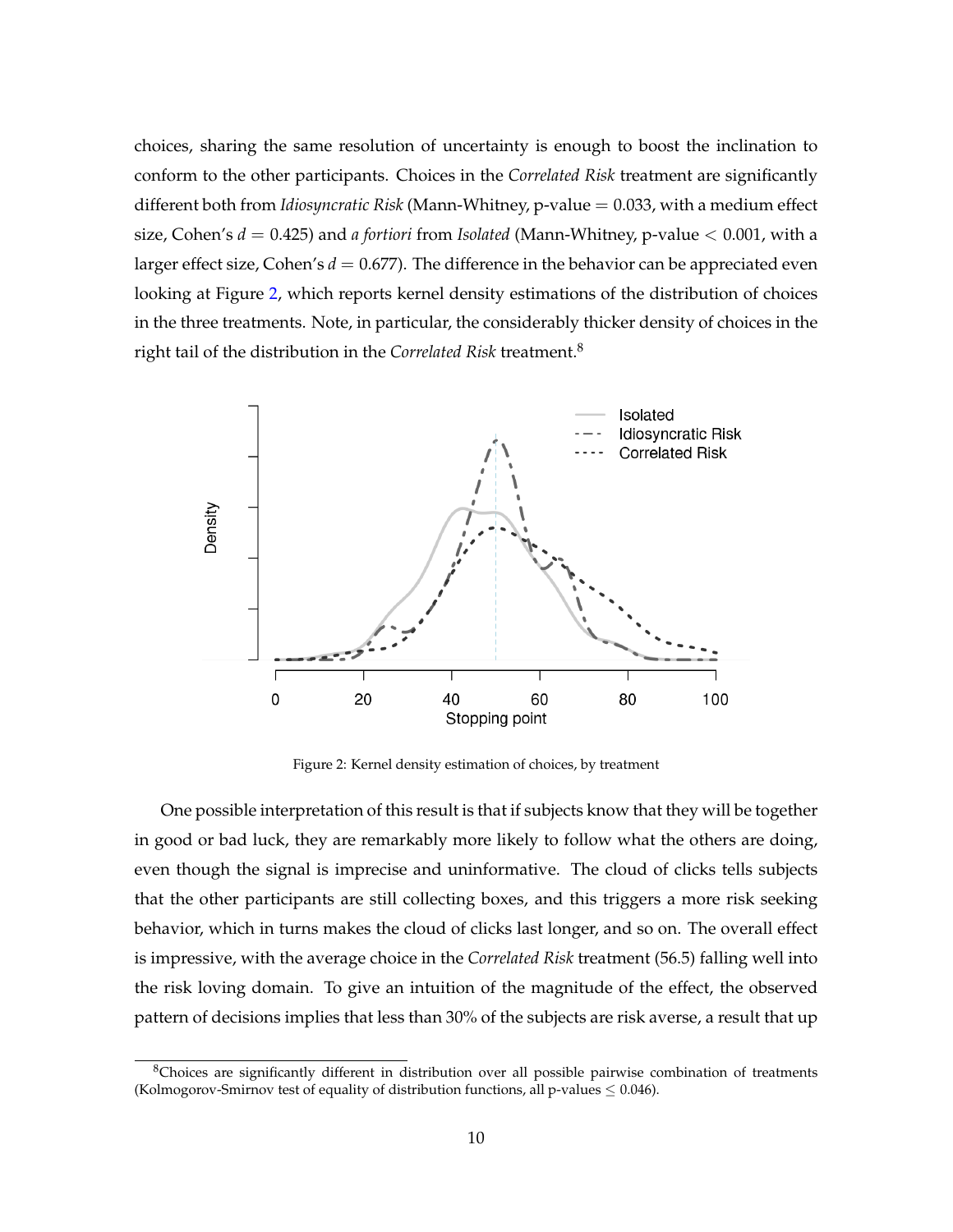choices, sharing the same resolution of uncertainty is enough to boost the inclination to conform to the other participants. Choices in the *Correlated Risk* treatment are significantly different both from *Idiosyncratic Risk* (Mann-Whitney, p-value $= 0.033$, with a medium effect size, Cohen's $d = 0.425$) and *a fortiori* from *Isolated* (Mann-Whitney, p-value $< 0.001$, with a larger effect size, Cohen's $d = 0.677$). The difference in the behavior can be appreciated even looking at Figure 2, which reports kernel density estimations of the distribution of choices in the three treatments. Note, in particular, the considerably thicker density of choices in the right tail of the distribution in the *Correlated Risk* treatment.[8]

Figure 2: Kernel density estimation of choices, by treatment

One possible interpretation of this result is that if subjects know that they will be together in good or bad luck, they are remarkably more likely to follow what the others are doing, even though the signal is imprecise and uninformative. The cloud of clicks tells subjects that the other participants are still collecting boxes, and this triggers a more risk seeking behavior, which in turns makes the cloud of clicks last longer, and so on. The overall effect is impressive, with the average choice in the *Correlated Risk* treatment (56.5) falling well into the risk loving domain. To give an intuition of the magnitude of the effect, the observed pattern of decisions implies that less than 30% of the subjects are risk averse, a result that up

[8] Choices are significantly different in distribution over all possible pairwise combination of treatments (Kolmogorov-Smirnov test of equality of distribution functions, all p-values $\leq 0.046$).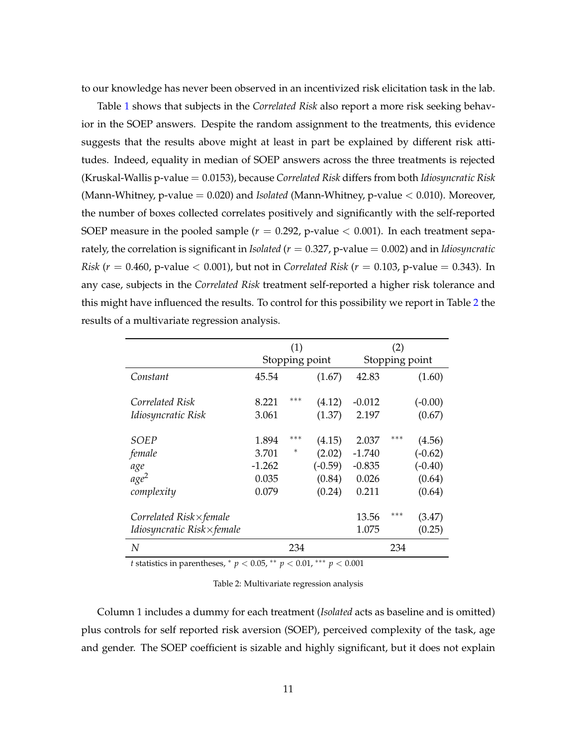to our knowledge has never been observed in an incentivized risk elicitation task in the lab.

Table 1 shows that subjects in the *Correlated Risk* also report a more risk seeking behavior in the SOEP answers. Despite the random assignment to the treatments, this evidence suggests that the results above might at least in part be explained by different risk attitudes. Indeed, equality in median of SOEP answers across the three treatments is rejected (Kruskal-Wallis p-value = 0.0153), because *Correlated Risk* differs from both *Idiosyncratic Risk* (Mann-Whitney, p-value = 0.020) and *Isolated* (Mann-Whitney, p-value $< 0.010$). Moreover, the number of boxes collected correlates positively and significantly with the self-reported SOEP measure in the pooled sample ($r = 0.292$, p-value $< 0.001$). In each treatment separately, the correlation is significant in *Isolated* ($r = 0.327$, p-value = 0.002) and in *Idiosyncratic Risk* ($r = 0.460$, p-value $< 0.001$), but not in *Correlated Risk* ($r = 0.103$, p-value = 0.343). In any case, subjects in the *Correlated Risk* treatment self-reported a higher risk tolerance and this might have influenced the results. To control for this possibility we report in Table 2 the results of a multivariate regression analysis.

| | (1) Stopping point | | | (2) Stopping point | | |
|---|---|---|---|---|---|---|
| *Constant* | 45.54 | | (1.67) | 42.83 | | (1.60) |
| *Correlated Risk* | 8.221 | *** | (4.12) | -0.012 | | (-0.00) |
| *Idiosyncratic Risk* | 3.061 | | (1.37) | 2.197 | | (0.67) |
| *SOEP* | 1.894 | *** | (4.15) | 2.037 | *** | (4.56) |
| *female* | 3.701 | * | (2.02) | -1.740 | | (-0.62) |
| *age* | -1.262 | | (-0.59) | -0.835 | | (-0.40) |
| *age*$^2$ | 0.035 | | (0.84) | 0.026 | | (0.64) |
| *complexity* | 0.079 | | (0.24) | 0.211 | | (0.64) |
| *Correlated Risk*×*female* | | | | 13.56 | *** | (3.47) |
| *Idiosyncratic Risk*×*female* | | | | 1.075 | | (0.25) |
| *N* | 234 | | | 234 | | |

*t* statistics in parentheses, * $p < 0.05$, ** $p < 0.01$, *** $p < 0.001$

Table 2: Multivariate regression analysis

Column 1 includes a dummy for each treatment (*Isolated* acts as baseline and is omitted) plus controls for self reported risk aversion (SOEP), perceived complexity of the task, age and gender. The SOEP coefficient is sizable and highly significant, but it does not explain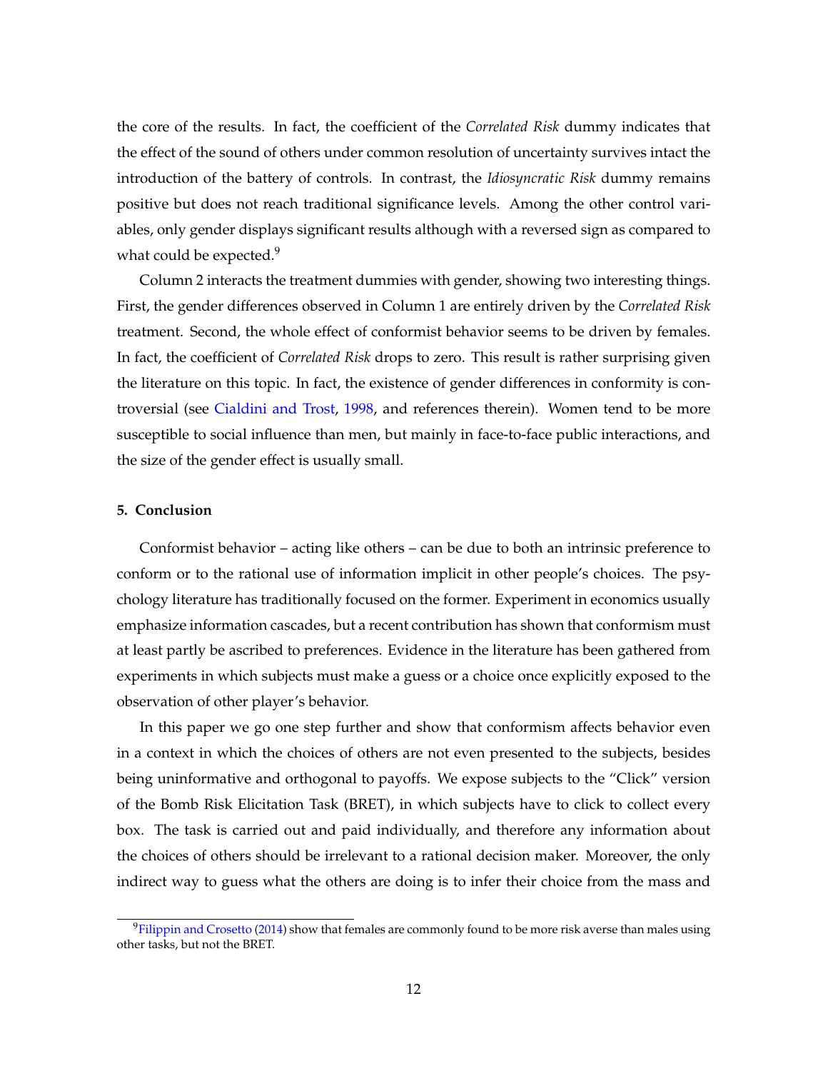the core of the results. In fact, the coefficient of the *Correlated Risk* dummy indicates that the effect of the sound of others under common resolution of uncertainty survives intact the introduction of the battery of controls. In contrast, the *Idiosyncratic Risk* dummy remains positive but does not reach traditional significance levels. Among the other control variables, only gender displays significant results although with a reversed sign as compared to what could be expected.[9]

Column 2 interacts the treatment dummies with gender, showing two interesting things. First, the gender differences observed in Column 1 are entirely driven by the *Correlated Risk* treatment. Second, the whole effect of conformist behavior seems to be driven by females. In fact, the coefficient of *Correlated Risk* drops to zero. This result is rather surprising given the literature on this topic. In fact, the existence of gender differences in conformity is controversial (see Cialdini and Trost, 1998, and references therein). Women tend to be more susceptible to social influence than men, but mainly in face-to-face public interactions, and the size of the gender effect is usually small.

### 5. Conclusion

Conformist behavior – acting like others – can be due to both an intrinsic preference to conform or to the rational use of information implicit in other people's choices. The psychology literature has traditionally focused on the former. Experiment in economics usually emphasize information cascades, but a recent contribution has shown that conformism must at least partly be ascribed to preferences. Evidence in the literature has been gathered from experiments in which subjects must make a guess or a choice once explicitly exposed to the observation of other player's behavior.

In this paper we go one step further and show that conformism affects behavior even in a context in which the choices of others are not even presented to the subjects, besides being uninformative and orthogonal to payoffs. We expose subjects to the "Click" version of the Bomb Risk Elicitation Task (BRET), in which subjects have to click to collect every box. The task is carried out and paid individually, and therefore any information about the choices of others should be irrelevant to a rational decision maker. Moreover, the only indirect way to guess what the others are doing is to infer their choice from the mass and

[9] Filippin and Crosetto (2014) show that females are commonly found to be more risk averse than males using other tasks, but not the BRET.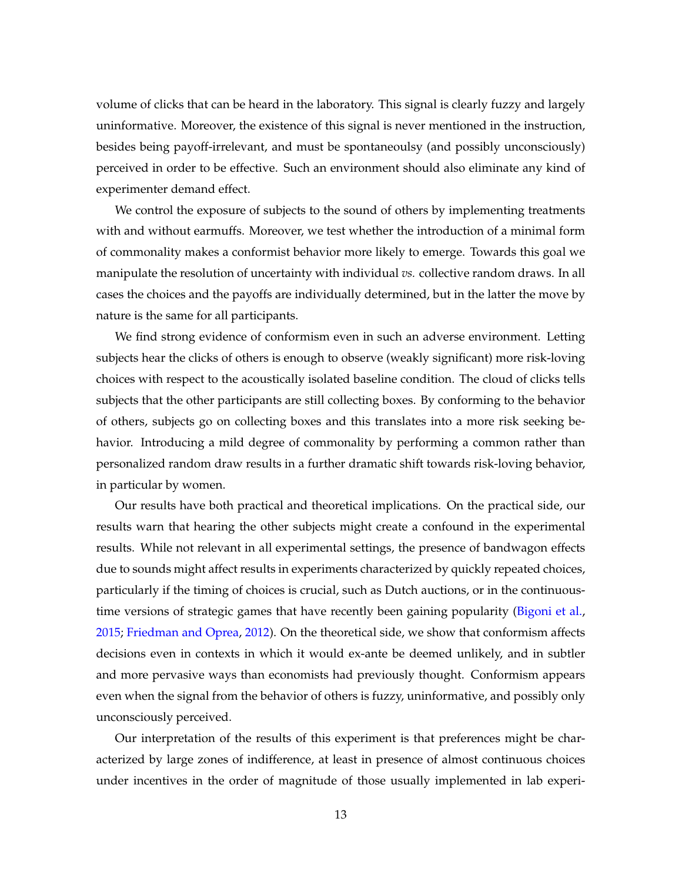volume of clicks that can be heard in the laboratory. This signal is clearly fuzzy and largely uninformative. Moreover, the existence of this signal is never mentioned in the instruction, besides being payoff-irrelevant, and must be spontaneoulsy (and possibly unconsciously) perceived in order to be effective. Such an environment should also eliminate any kind of experimenter demand effect.

We control the exposure of subjects to the sound of others by implementing treatments with and without earmuffs. Moreover, we test whether the introduction of a minimal form of commonality makes a conformist behavior more likely to emerge. Towards this goal we manipulate the resolution of uncertainty with individual *vs.* collective random draws. In all cases the choices and the payoffs are individually determined, but in the latter the move by nature is the same for all participants.

We find strong evidence of conformism even in such an adverse environment. Letting subjects hear the clicks of others is enough to observe (weakly significant) more risk-loving choices with respect to the acoustically isolated baseline condition. The cloud of clicks tells subjects that the other participants are still collecting boxes. By conforming to the behavior of others, subjects go on collecting boxes and this translates into a more risk seeking behavior. Introducing a mild degree of commonality by performing a common rather than personalized random draw results in a further dramatic shift towards risk-loving behavior, in particular by women.

Our results have both practical and theoretical implications. On the practical side, our results warn that hearing the other subjects might create a confound in the experimental results. While not relevant in all experimental settings, the presence of bandwagon effects due to sounds might affect results in experiments characterized by quickly repeated choices, particularly if the timing of choices is crucial, such as Dutch auctions, or in the continuous-time versions of strategic games that have recently been gaining popularity (Bigoni et al., 2015; Friedman and Oprea, 2012). On the theoretical side, we show that conformism affects decisions even in contexts in which it would ex-ante be deemed unlikely, and in subtler and more pervasive ways than economists had previously thought. Conformism appears even when the signal from the behavior of others is fuzzy, uninformative, and possibly only unconsciously perceived.

Our interpretation of the results of this experiment is that preferences might be characterized by large zones of indifference, at least in presence of almost continuous choices under incentives in the order of magnitude of those usually implemented in lab experi-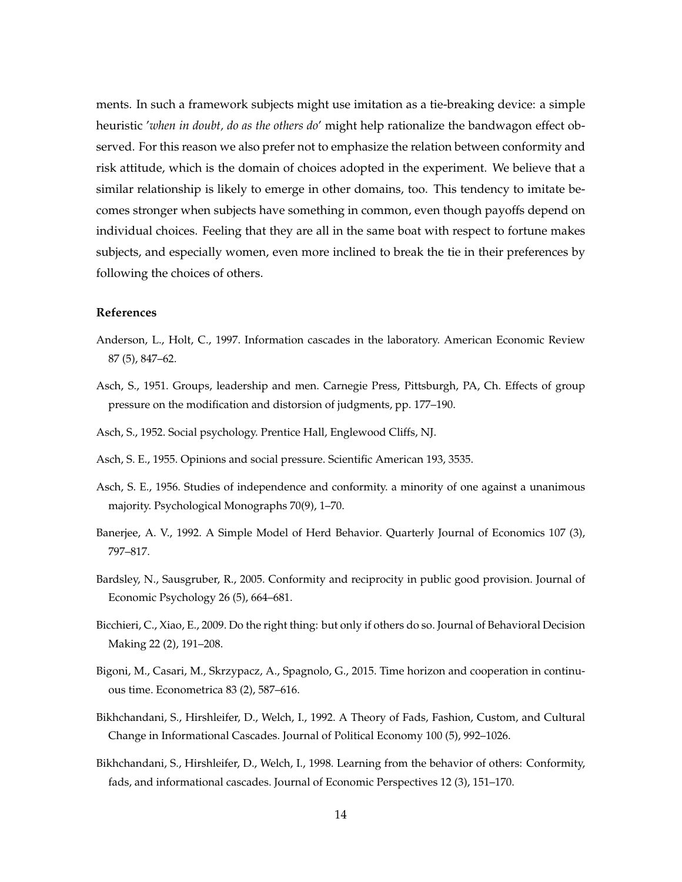ments. In such a framework subjects might use imitation as a tie-breaking device: a simple heuristic *'when in doubt, do as the others do'* might help rationalize the bandwagon effect observed. For this reason we also prefer not to emphasize the relation between conformity and risk attitude, which is the domain of choices adopted in the experiment. We believe that a similar relationship is likely to emerge in other domains, too. This tendency to imitate becomes stronger when subjects have something in common, even though payoffs depend on individual choices. Feeling that they are all in the same boat with respect to fortune makes subjects, and especially women, even more inclined to break the tie in their preferences by following the choices of others.

## References

Anderson, L., Holt, C., 1997. Information cascades in the laboratory. American Economic Review 87 (5), 847–62.

Asch, S., 1951. Groups, leadership and men. Carnegie Press, Pittsburgh, PA, Ch. Effects of group pressure on the modification and distorsion of judgments, pp. 177–190.

Asch, S., 1952. Social psychology. Prentice Hall, Englewood Cliffs, NJ.

Asch, S. E., 1955. Opinions and social pressure. Scientific American 193, 3535.

Asch, S. E., 1956. Studies of independence and conformity. a minority of one against a unanimous majority. Psychological Monographs 70(9), 1–70.

Banerjee, A. V., 1992. A Simple Model of Herd Behavior. Quarterly Journal of Economics 107 (3), 797–817.

Bardsley, N., Sausgruber, R., 2005. Conformity and reciprocity in public good provision. Journal of Economic Psychology 26 (5), 664–681.

Bicchieri, C., Xiao, E., 2009. Do the right thing: but only if others do so. Journal of Behavioral Decision Making 22 (2), 191–208.

Bigoni, M., Casari, M., Skrzypacz, A., Spagnolo, G., 2015. Time horizon and cooperation in continuous time. Econometrica 83 (2), 587–616.

Bikhchandani, S., Hirshleifer, D., Welch, I., 1992. A Theory of Fads, Fashion, Custom, and Cultural Change in Informational Cascades. Journal of Political Economy 100 (5), 992–1026.

Bikhchandani, S., Hirshleifer, D., Welch, I., 1998. Learning from the behavior of others: Conformity, fads, and informational cascades. Journal of Economic Perspectives 12 (3), 151–170.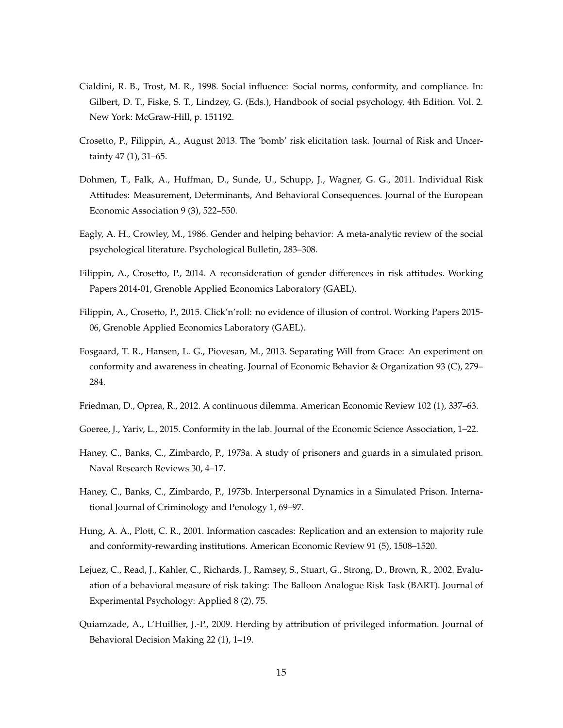Cialdini, R. B., Trost, M. R., 1998. Social influence: Social norms, conformity, and compliance. In: Gilbert, D. T., Fiske, S. T., Lindzey, G. (Eds.), Handbook of social psychology, 4th Edition. Vol. 2. New York: McGraw-Hill, p. 151192.

Crosetto, P., Filippin, A., August 2013. The 'bomb' risk elicitation task. Journal of Risk and Uncertainty 47 (1), 31–65.

Dohmen, T., Falk, A., Huffman, D., Sunde, U., Schupp, J., Wagner, G. G., 2011. Individual Risk Attitudes: Measurement, Determinants, And Behavioral Consequences. Journal of the European Economic Association 9 (3), 522–550.

Eagly, A. H., Crowley, M., 1986. Gender and helping behavior: A meta-analytic review of the social psychological literature. Psychological Bulletin, 283–308.

Filippin, A., Crosetto, P., 2014. A reconsideration of gender differences in risk attitudes. Working Papers 2014-01, Grenoble Applied Economics Laboratory (GAEL).

Filippin, A., Crosetto, P., 2015. Click'n'roll: no evidence of illusion of control. Working Papers 2015-06, Grenoble Applied Economics Laboratory (GAEL).

Fosgaard, T. R., Hansen, L. G., Piovesan, M., 2013. Separating Will from Grace: An experiment on conformity and awareness in cheating. Journal of Economic Behavior & Organization 93 (C), 279–284.

Friedman, D., Oprea, R., 2012. A continuous dilemma. American Economic Review 102 (1), 337–63.

Goeree, J., Yariv, L., 2015. Conformity in the lab. Journal of the Economic Science Association, 1–22.

Haney, C., Banks, C., Zimbardo, P., 1973a. A study of prisoners and guards in a simulated prison. Naval Research Reviews 30, 4–17.

Haney, C., Banks, C., Zimbardo, P., 1973b. Interpersonal Dynamics in a Simulated Prison. International Journal of Criminology and Penology 1, 69–97.

Hung, A. A., Plott, C. R., 2001. Information cascades: Replication and an extension to majority rule and conformity-rewarding institutions. American Economic Review 91 (5), 1508–1520.

Lejuez, C., Read, J., Kahler, C., Richards, J., Ramsey, S., Stuart, G., Strong, D., Brown, R., 2002. Evaluation of a behavioral measure of risk taking: The Balloon Analogue Risk Task (BART). Journal of Experimental Psychology: Applied 8 (2), 75.

Quiamzade, A., L'Huillier, J.-P., 2009. Herding by attribution of privileged information. Journal of Behavioral Decision Making 22 (1), 1–19.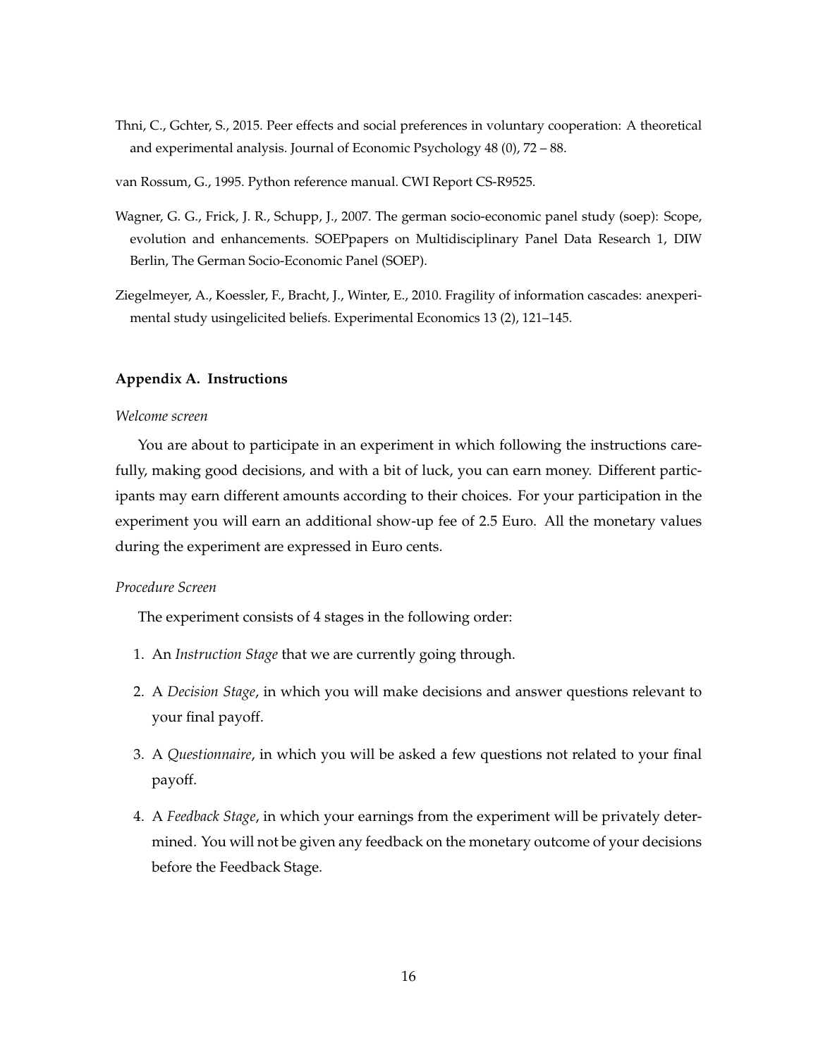Thni, C., Gchter, S., 2015. Peer effects and social preferences in voluntary cooperation: A theoretical and experimental analysis. Journal of Economic Psychology 48 (0), 72 – 88.

van Rossum, G., 1995. Python reference manual. CWI Report CS-R9525.

Wagner, G. G., Frick, J. R., Schupp, J., 2007. The german socio-economic panel study (soep): Scope, evolution and enhancements. SOEPpapers on Multidisciplinary Panel Data Research 1, DIW Berlin, The German Socio-Economic Panel (SOEP).

Ziegelmeyer, A., Koessler, F., Bracht, J., Winter, E., 2010. Fragility of information cascades: anexperimental study usingelicited beliefs. Experimental Economics 13 (2), 121–145.

## Appendix A. Instructions

*Welcome screen*

You are about to participate in an experiment in which following the instructions carefully, making good decisions, and with a bit of luck, you can earn money. Different participants may earn different amounts according to their choices. For your participation in the experiment you will earn an additional show-up fee of 2.5 Euro. All the monetary values during the experiment are expressed in Euro cents.

*Procedure Screen*

The experiment consists of 4 stages in the following order:

1. An *Instruction Stage* that we are currently going through.
2. A *Decision Stage*, in which you will make decisions and answer questions relevant to your final payoff.
3. A *Questionnaire*, in which you will be asked a few questions not related to your final payoff.
4. A *Feedback Stage*, in which your earnings from the experiment will be privately determined. You will not be given any feedback on the monetary outcome of your decisions before the Feedback Stage.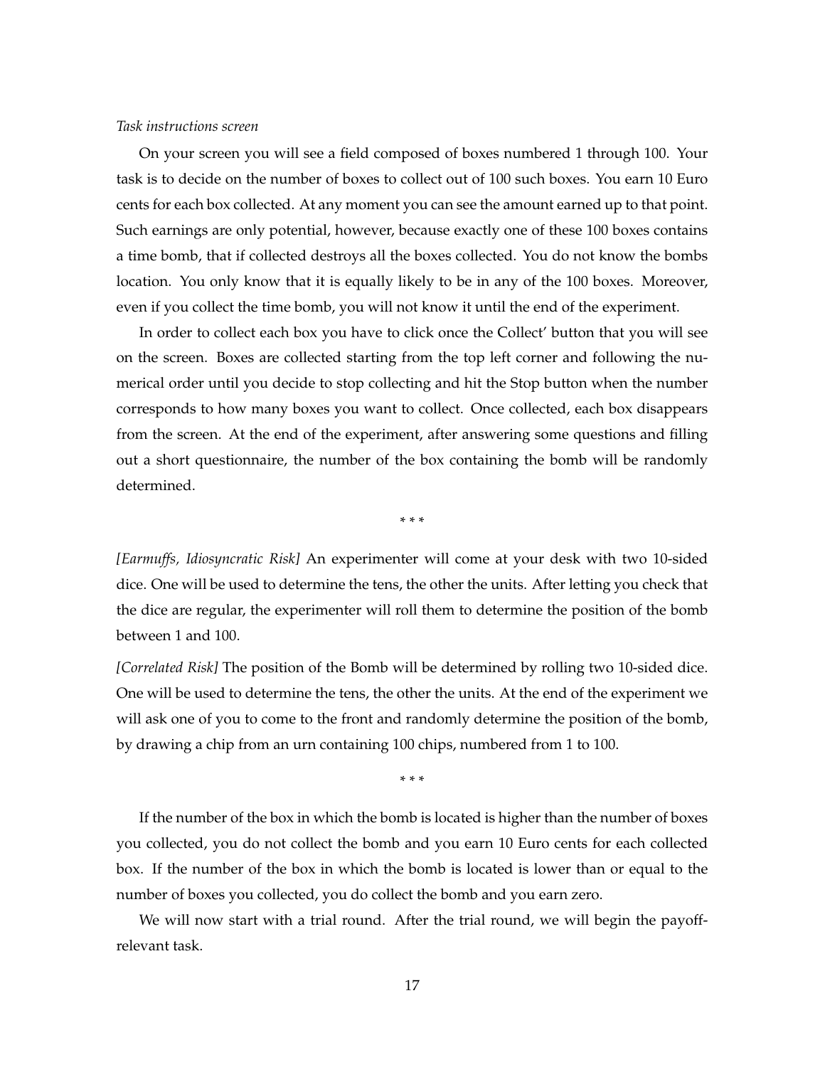*Task instructions screen*

On your screen you will see a field composed of boxes numbered 1 through 100. Your task is to decide on the number of boxes to collect out of 100 such boxes. You earn 10 Euro cents for each box collected. At any moment you can see the amount earned up to that point. Such earnings are only potential, however, because exactly one of these 100 boxes contains a time bomb, that if collected destroys all the boxes collected. You do not know the bombs location. You only know that it is equally likely to be in any of the 100 boxes. Moreover, even if you collect the time bomb, you will not know it until the end of the experiment.

In order to collect each box you have to click once the Collect' button that you will see on the screen. Boxes are collected starting from the top left corner and following the numerical order until you decide to stop collecting and hit the Stop button when the number corresponds to how many boxes you want to collect. Once collected, each box disappears from the screen. At the end of the experiment, after answering some questions and filling out a short questionnaire, the number of the box containing the bomb will be randomly determined.

\* \* \*

*[Earmuffs, Idiosyncratic Risk]* An experimenter will come at your desk with two 10-sided dice. One will be used to determine the tens, the other the units. After letting you check that the dice are regular, the experimenter will roll them to determine the position of the bomb between 1 and 100.

*[Correlated Risk]* The position of the Bomb will be determined by rolling two 10-sided dice. One will be used to determine the tens, the other the units. At the end of the experiment we will ask one of you to come to the front and randomly determine the position of the bomb, by drawing a chip from an urn containing 100 chips, numbered from 1 to 100.

\* \* \*

If the number of the box in which the bomb is located is higher than the number of boxes you collected, you do not collect the bomb and you earn 10 Euro cents for each collected box. If the number of the box in which the bomb is located is lower than or equal to the number of boxes you collected, you do collect the bomb and you earn zero.

We will now start with a trial round. After the trial round, we will begin the payoff-relevant task.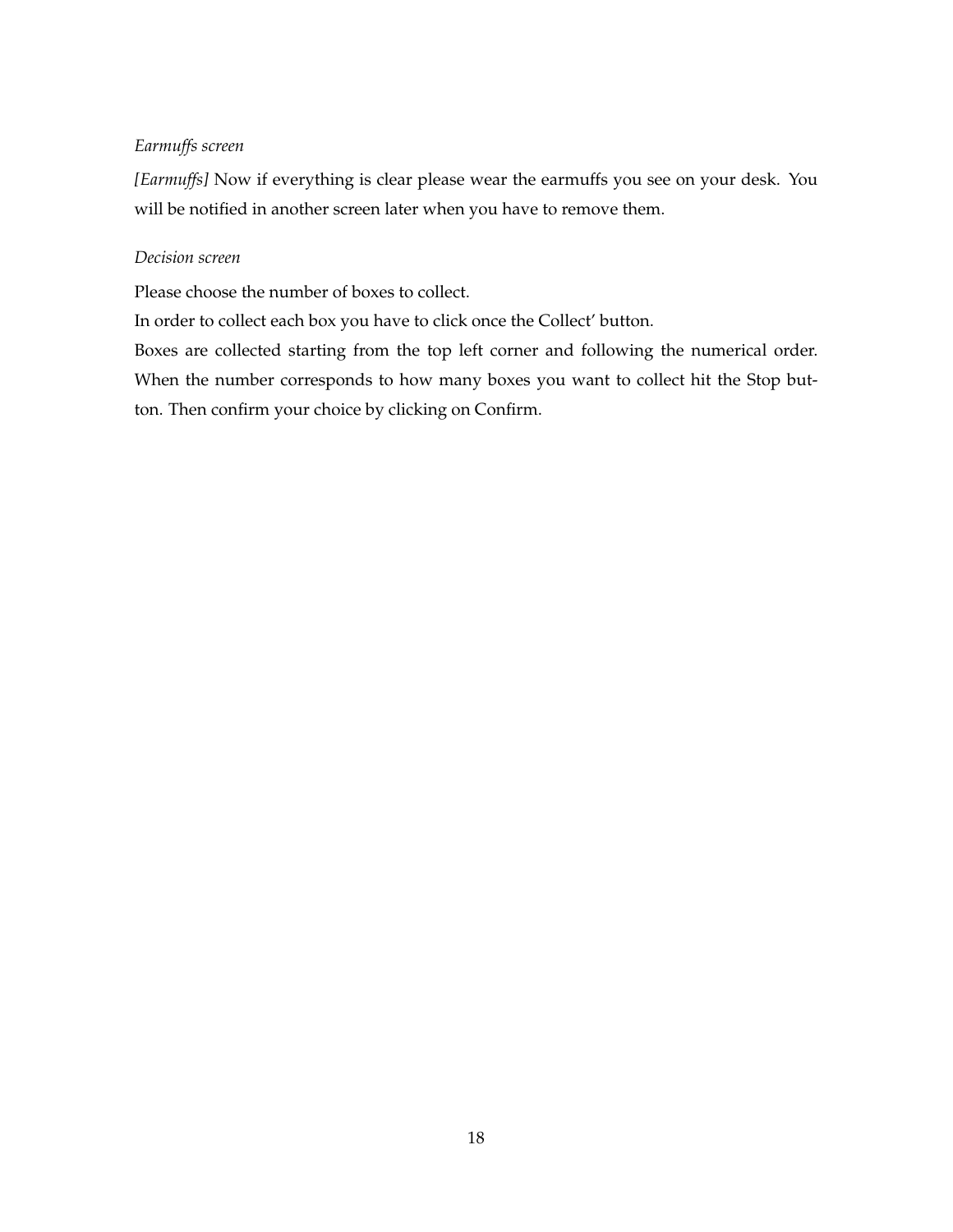*Earmuffs screen*

*[Earmuffs]* Now if everything is clear please wear the earmuffs you see on your desk. You will be notified in another screen later when you have to remove them.

*Decision screen*

Please choose the number of boxes to collect.

In order to collect each box you have to click once the Collect' button.

Boxes are collected starting from the top left corner and following the numerical order. When the number corresponds to how many boxes you want to collect hit the Stop button. Then confirm your choice by clicking on Confirm.